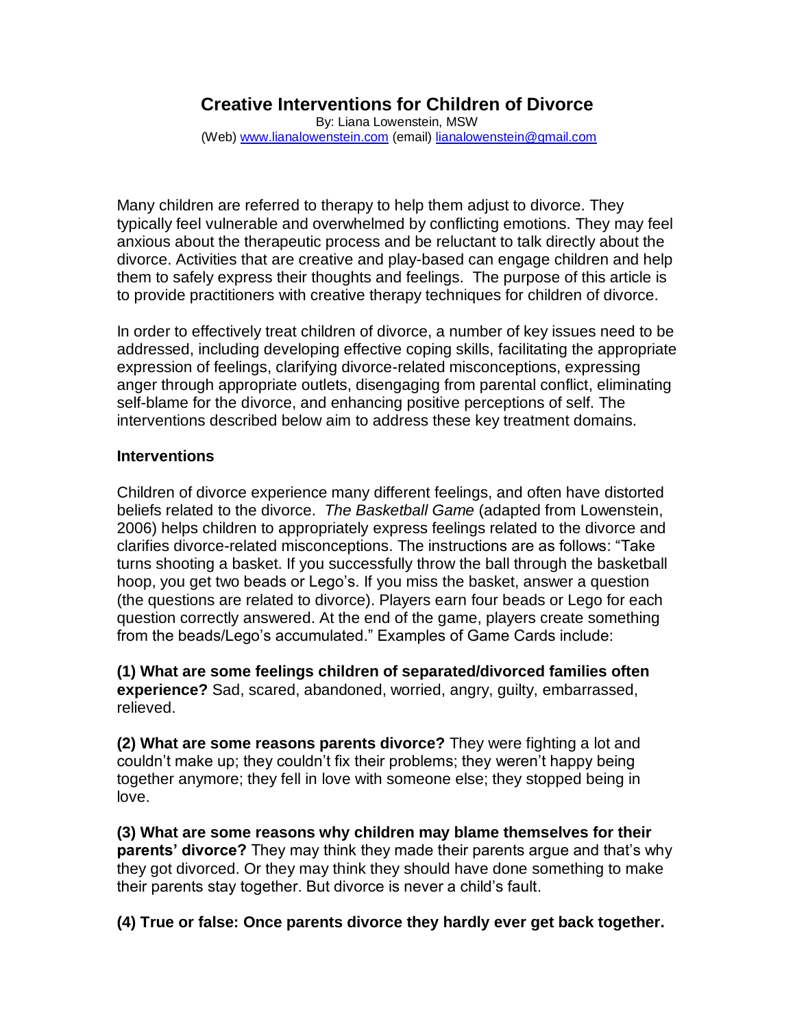# Creative Interventions for Children of Divorce

By: Liana Lowenstein, MSW
(Web) [www.lianalowenstein.com](http://www.lianalowenstein.com) (email) [lianalowenstein@gmail.com](mailto:lianalowenstein@gmail.com)

Many children are referred to therapy to help them adjust to divorce. They typically feel vulnerable and overwhelmed by conflicting emotions. They may feel anxious about the therapeutic process and be reluctant to talk directly about the divorce. Activities that are creative and play-based can engage children and help them to safely express their thoughts and feelings. The purpose of this article is to provide practitioners with creative therapy techniques for children of divorce.

In order to effectively treat children of divorce, a number of key issues need to be addressed, including developing effective coping skills, facilitating the appropriate expression of feelings, clarifying divorce-related misconceptions, expressing anger through appropriate outlets, disengaging from parental conflict, eliminating self-blame for the divorce, and enhancing positive perceptions of self. The interventions described below aim to address these key treatment domains.

### Interventions

Children of divorce experience many different feelings, and often have distorted beliefs related to the divorce. *The Basketball Game* (adapted from Lowenstein, 2006) helps children to appropriately express feelings related to the divorce and clarifies divorce-related misconceptions. The instructions are as follows: "Take turns shooting a basket. If you successfully throw the ball through the basketball hoop, you get two beads or Lego's. If you miss the basket, answer a question (the questions are related to divorce). Players earn four beads or Lego for each question correctly answered. At the end of the game, players create something from the beads/Lego's accumulated." Examples of Game Cards include:

**(1) What are some feelings children of separated/divorced families often experience?** Sad, scared, abandoned, worried, angry, guilty, embarrassed, relieved.

**(2) What are some reasons parents divorce?** They were fighting a lot and couldn't make up; they couldn't fix their problems; they weren't happy being together anymore; they fell in love with someone else; they stopped being in love.

**(3) What are some reasons why children may blame themselves for their parents' divorce?** They may think they made their parents argue and that's why they got divorced. Or they may think they should have done something to make their parents stay together. But divorce is never a child's fault.

**(4) True or false: Once parents divorce they hardly ever get back together.**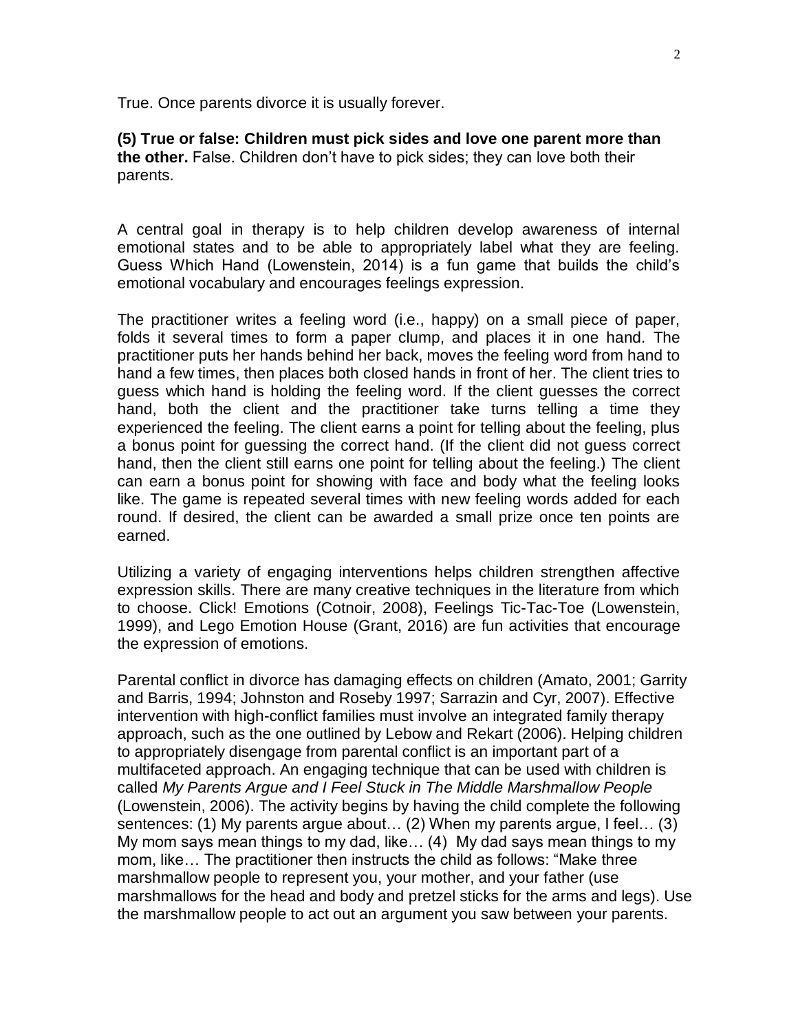True. Once parents divorce it is usually forever.

**(5) True or false: Children must pick sides and love one parent more than the other.** False. Children don't have to pick sides; they can love both their parents.

A central goal in therapy is to help children develop awareness of internal emotional states and to be able to appropriately label what they are feeling. Guess Which Hand (Lowenstein, 2014) is a fun game that builds the child's emotional vocabulary and encourages feelings expression.

The practitioner writes a feeling word (i.e., happy) on a small piece of paper, folds it several times to form a paper clump, and places it in one hand. The practitioner puts her hands behind her back, moves the feeling word from hand to hand a few times, then places both closed hands in front of her. The client tries to guess which hand is holding the feeling word. If the client guesses the correct hand, both the client and the practitioner take turns telling a time they experienced the feeling. The client earns a point for telling about the feeling, plus a bonus point for guessing the correct hand. (If the client did not guess correct hand, then the client still earns one point for telling about the feeling.) The client can earn a bonus point for showing with face and body what the feeling looks like. The game is repeated several times with new feeling words added for each round. If desired, the client can be awarded a small prize once ten points are earned.

Utilizing a variety of engaging interventions helps children strengthen affective expression skills. There are many creative techniques in the literature from which to choose. Click! Emotions (Cotnoir, 2008), Feelings Tic-Tac-Toe (Lowenstein, 1999), and Lego Emotion House (Grant, 2016) are fun activities that encourage the expression of emotions.

Parental conflict in divorce has damaging effects on children (Amato, 2001; Garrity and Barris, 1994; Johnston and Roseby 1997; Sarrazin and Cyr, 2007). Effective intervention with high-conflict families must involve an integrated family therapy approach, such as the one outlined by Lebow and Rekart (2006). Helping children to appropriately disengage from parental conflict is an important part of a multifaceted approach. An engaging technique that can be used with children is called *My Parents Argue and I Feel Stuck in The Middle Marshmallow People* (Lowenstein, 2006). The activity begins by having the child complete the following sentences: (1) My parents argue about… (2) When my parents argue, I feel… (3) My mom says mean things to my dad, like… (4) My dad says mean things to my mom, like… The practitioner then instructs the child as follows: "Make three marshmallow people to represent you, your mother, and your father (use marshmallows for the head and body and pretzel sticks for the arms and legs). Use the marshmallow people to act out an argument you saw between your parents.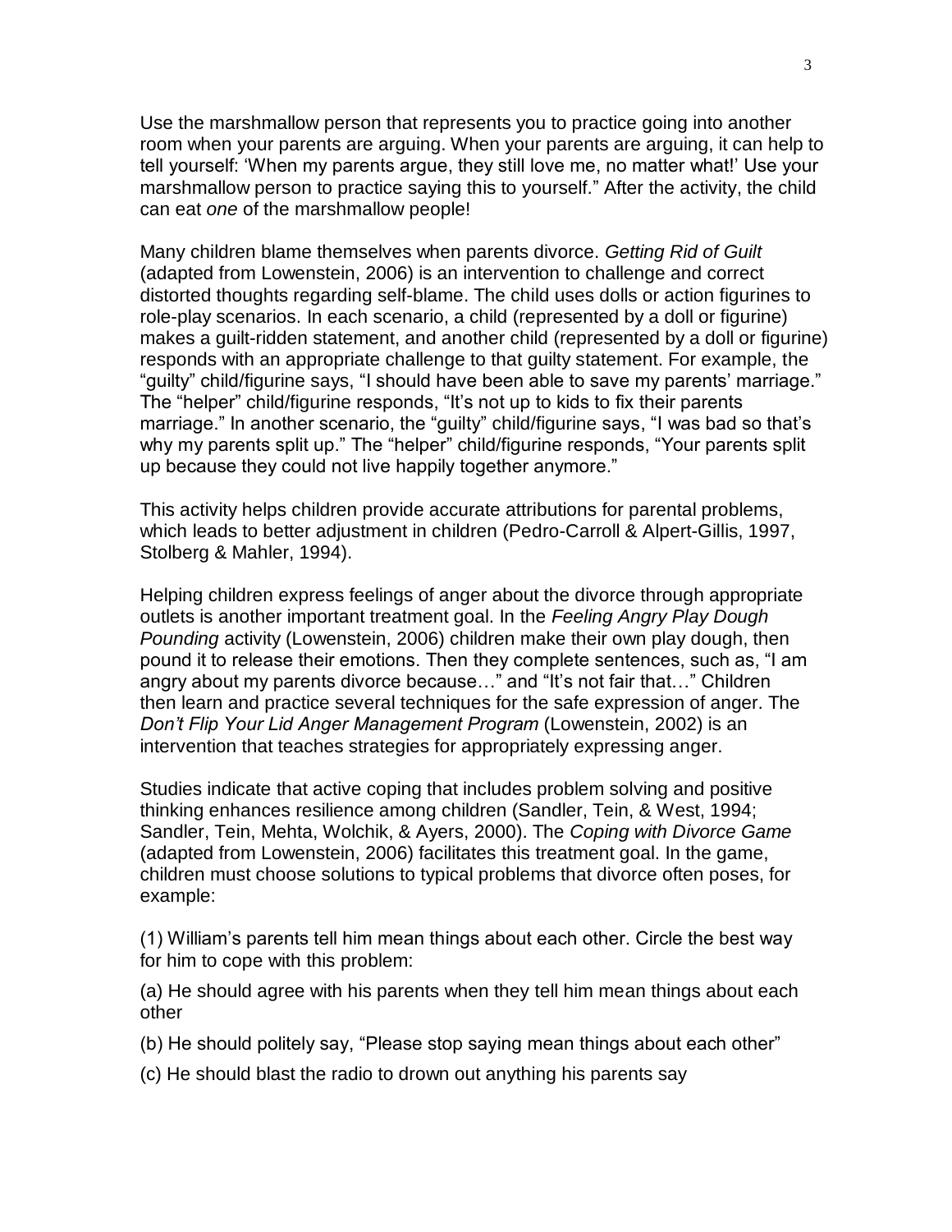Use the marshmallow person that represents you to practice going into another room when your parents are arguing. When your parents are arguing, it can help to tell yourself: 'When my parents argue, they still love me, no matter what!' Use your marshmallow person to practice saying this to yourself." After the activity, the child can eat *one* of the marshmallow people!

Many children blame themselves when parents divorce. *Getting Rid of Guilt* (adapted from Lowenstein, 2006) is an intervention to challenge and correct distorted thoughts regarding self-blame. The child uses dolls or action figurines to role-play scenarios. In each scenario, a child (represented by a doll or figurine) makes a guilt-ridden statement, and another child (represented by a doll or figurine) responds with an appropriate challenge to that guilty statement. For example, the "guilty" child/figurine says, "I should have been able to save my parents' marriage." The "helper" child/figurine responds, "It's not up to kids to fix their parents marriage." In another scenario, the "guilty" child/figurine says, "I was bad so that's why my parents split up." The "helper" child/figurine responds, "Your parents split up because they could not live happily together anymore."

This activity helps children provide accurate attributions for parental problems, which leads to better adjustment in children (Pedro-Carroll & Alpert-Gillis, 1997, Stolberg & Mahler, 1994).

Helping children express feelings of anger about the divorce through appropriate outlets is another important treatment goal. In the *Feeling Angry Play Dough Pounding* activity (Lowenstein, 2006) children make their own play dough, then pound it to release their emotions. Then they complete sentences, such as, "I am angry about my parents divorce because…" and "It's not fair that…" Children then learn and practice several techniques for the safe expression of anger. The *Don't Flip Your Lid Anger Management Program* (Lowenstein, 2002) is an intervention that teaches strategies for appropriately expressing anger.

Studies indicate that active coping that includes problem solving and positive thinking enhances resilience among children (Sandler, Tein, & West, 1994; Sandler, Tein, Mehta, Wolchik, & Ayers, 2000). The *Coping with Divorce Game* (adapted from Lowenstein, 2006) facilitates this treatment goal. In the game, children must choose solutions to typical problems that divorce often poses, for example:

(1) William's parents tell him mean things about each other. Circle the best way for him to cope with this problem:

(a) He should agree with his parents when they tell him mean things about each other

(b) He should politely say, "Please stop saying mean things about each other"

(c) He should blast the radio to drown out anything his parents say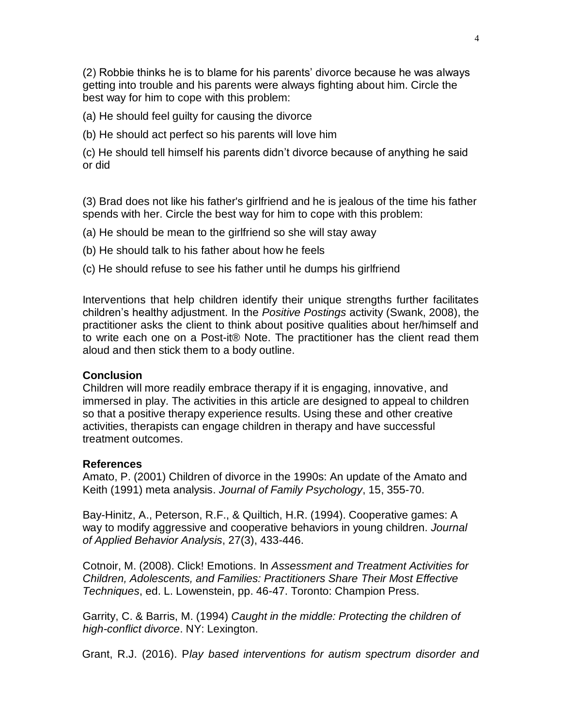(2) Robbie thinks he is to blame for his parents' divorce because he was always getting into trouble and his parents were always fighting about him. Circle the best way for him to cope with this problem:

(a) He should feel guilty for causing the divorce

(b) He should act perfect so his parents will love him

(c) He should tell himself his parents didn't divorce because of anything he said or did

(3) Brad does not like his father's girlfriend and he is jealous of the time his father spends with her. Circle the best way for him to cope with this problem:

(a) He should be mean to the girlfriend so she will stay away

(b) He should talk to his father about how he feels

(c) He should refuse to see his father until he dumps his girlfriend

Interventions that help children identify their unique strengths further facilitates children's healthy adjustment. In the *Positive Postings* activity (Swank, 2008), the practitioner asks the client to think about positive qualities about her/himself and to write each one on a Post-it® Note. The practitioner has the client read them aloud and then stick them to a body outline.

**Conclusion**

Children will more readily embrace therapy if it is engaging, innovative, and immersed in play. The activities in this article are designed to appeal to children so that a positive therapy experience results. Using these and other creative activities, therapists can engage children in therapy and have successful treatment outcomes.

**References**

Amato, P. (2001) Children of divorce in the 1990s: An update of the Amato and Keith (1991) meta analysis. *Journal of Family Psychology*, 15, 355-70.

Bay-Hinitz, A., Peterson, R.F., & Quiltich, H.R. (1994). Cooperative games: A way to modify aggressive and cooperative behaviors in young children. *Journal of Applied Behavior Analysis*, 27(3), 433-446.

Cotnoir, M. (2008). Click! Emotions. In *Assessment and Treatment Activities for Children, Adolescents, and Families: Practitioners Share Their Most Effective Techniques*, ed. L. Lowenstein, pp. 46-47. Toronto: Champion Press.

Garrity, C. & Barris, M. (1994) *Caught in the middle: Protecting the children of high-conflict divorce*. NY: Lexington.

Grant, R.J. (2016). P*lay based interventions for autism spectrum disorder and*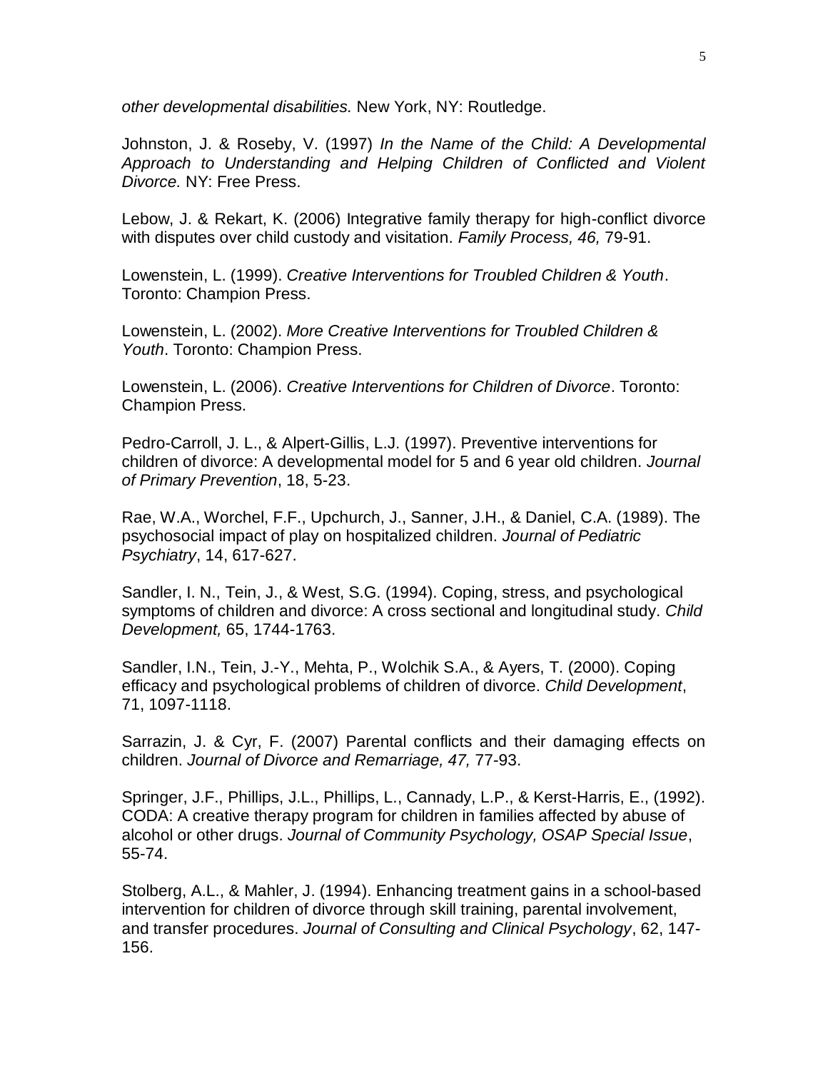*other developmental disabilities.* New York, NY: Routledge.

Johnston, J. & Roseby, V. (1997) *In the Name of the Child: A Developmental Approach to Understanding and Helping Children of Conflicted and Violent Divorce.* NY: Free Press.

Lebow, J. & Rekart, K. (2006) Integrative family therapy for high-conflict divorce with disputes over child custody and visitation. *Family Process, 46,* 79-91.

Lowenstein, L. (1999). *Creative Interventions for Troubled Children & Youth*. Toronto: Champion Press.

Lowenstein, L. (2002). *More Creative Interventions for Troubled Children & Youth*. Toronto: Champion Press.

Lowenstein, L. (2006). *Creative Interventions for Children of Divorce*. Toronto: Champion Press.

Pedro-Carroll, J. L., & Alpert-Gillis, L.J. (1997). Preventive interventions for children of divorce: A developmental model for 5 and 6 year old children. *Journal of Primary Prevention*, 18, 5-23.

Rae, W.A., Worchel, F.F., Upchurch, J., Sanner, J.H., & Daniel, C.A. (1989). The psychosocial impact of play on hospitalized children. *Journal of Pediatric Psychiatry*, 14, 617-627.

Sandler, I. N., Tein, J., & West, S.G. (1994). Coping, stress, and psychological symptoms of children and divorce: A cross sectional and longitudinal study. *Child Development,* 65, 1744-1763.

Sandler, I.N., Tein, J.-Y., Mehta, P., Wolchik S.A., & Ayers, T. (2000). Coping efficacy and psychological problems of children of divorce. *Child Development*, 71, 1097-1118.

Sarrazin, J. & Cyr, F. (2007) Parental conflicts and their damaging effects on children. *Journal of Divorce and Remarriage, 47,* 77-93.

Springer, J.F., Phillips, J.L., Phillips, L., Cannady, L.P., & Kerst-Harris, E., (1992). CODA: A creative therapy program for children in families affected by abuse of alcohol or other drugs. *Journal of Community Psychology, OSAP Special Issue*, 55-74.

Stolberg, A.L., & Mahler, J. (1994). Enhancing treatment gains in a school-based intervention for children of divorce through skill training, parental involvement, and transfer procedures. *Journal of Consulting and Clinical Psychology*, 62, 147-156.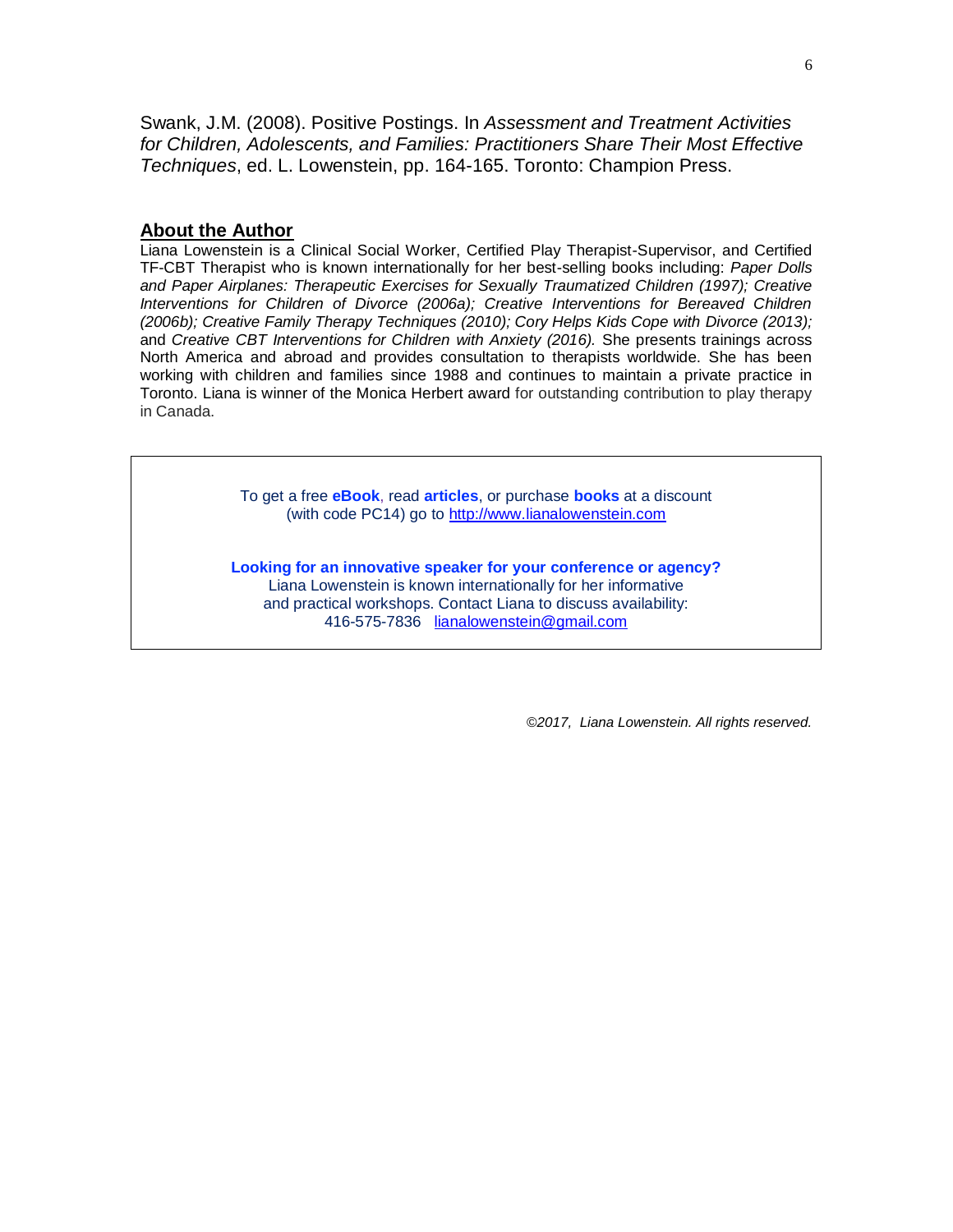Swank, J.M. (2008). Positive Postings. In *Assessment and Treatment Activities for Children, Adolescents, and Families: Practitioners Share Their Most Effective Techniques*, ed. L. Lowenstein, pp. 164-165. Toronto: Champion Press.

## About the Author

Liana Lowenstein is a Clinical Social Worker, Certified Play Therapist-Supervisor, and Certified TF-CBT Therapist who is known internationally for her best-selling books including: *Paper Dolls and Paper Airplanes: Therapeutic Exercises for Sexually Traumatized Children (1997); Creative Interventions for Children of Divorce (2006a); Creative Interventions for Bereaved Children (2006b); Creative Family Therapy Techniques (2010); Cory Helps Kids Cope with Divorce (2013);* and *Creative CBT Interventions for Children with Anxiety (2016).* She presents trainings across North America and abroad and provides consultation to therapists worldwide. She has been working with children and families since 1988 and continues to maintain a private practice in Toronto. Liana is winner of the Monica Herbert award for outstanding contribution to play therapy in Canada.

To get a free **eBook**, read **articles**, or purchase **books** at a discount (with code PC14) go to http://www.lianalowenstein.com

**Looking for an innovative speaker for your conference or agency?**
Liana Lowenstein is known internationally for her informative and practical workshops. Contact Liana to discuss availability: 416-575-7836 lianalowenstein@gmail.com

*©2017, Liana Lowenstein. All rights reserved.*